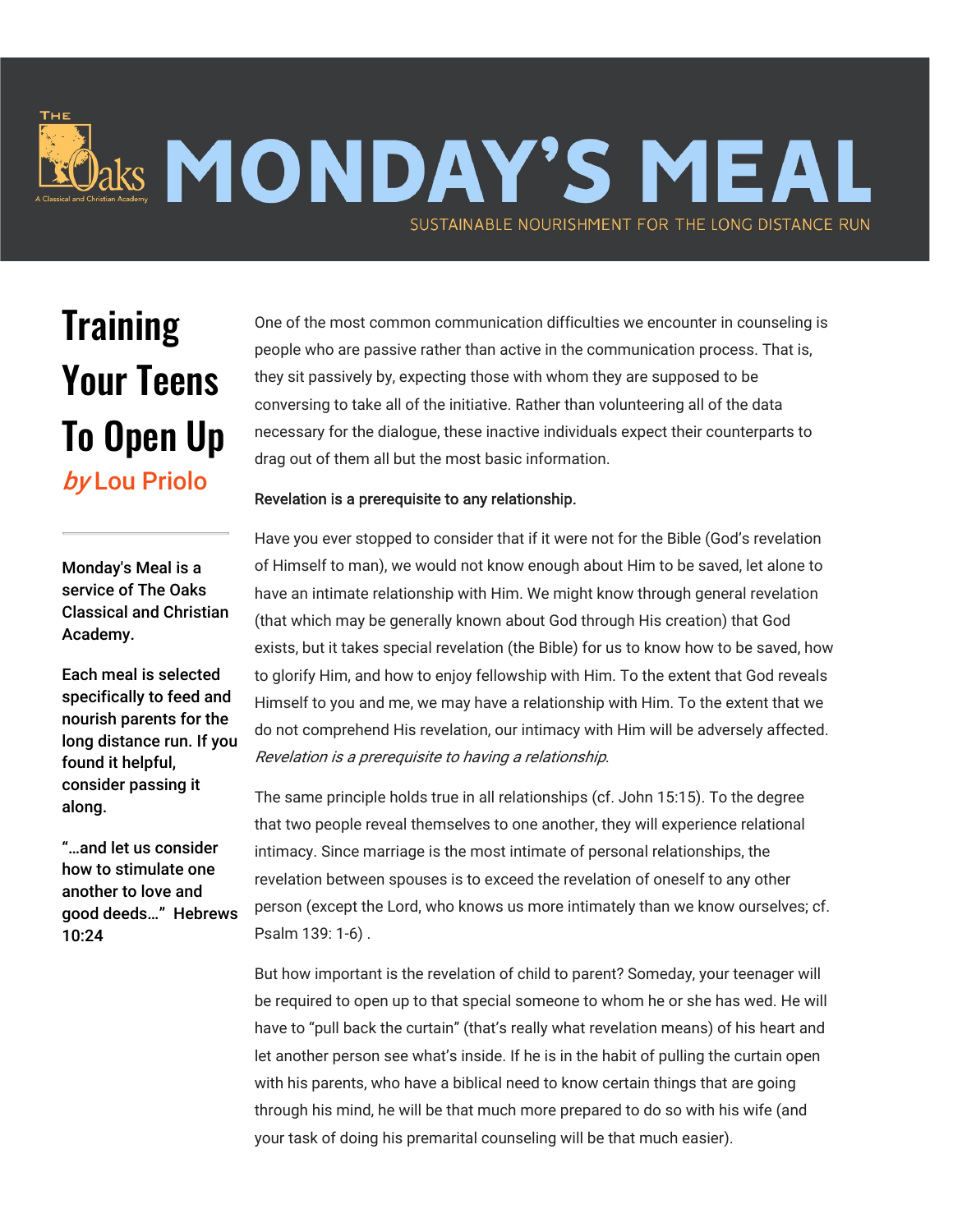# MONDAY'S MEAL

SUSTAINABLE NOURISHMENT FOR THE LONG DISTANCE RUN

## Training Your Teens To Open Up

*by* Lou Priolo

Monday's Meal is a service of The Oaks Classical and Christian Academy.

Each meal is selected specifically to feed and nourish parents for the long distance run. If you found it helpful, consider passing it along.

"…and let us consider how to stimulate one another to love and good deeds…" Hebrews 10:24

One of the most common communication difficulties we encounter in counseling is people who are passive rather than active in the communication process. That is, they sit passively by, expecting those with whom they are supposed to be conversing to take all of the initiative. Rather than volunteering all of the data necessary for the dialogue, these inactive individuals expect their counterparts to drag out of them all but the most basic information.

Revelation is a prerequisite to any relationship.

Have you ever stopped to consider that if it were not for the Bible (God's revelation of Himself to man), we would not know enough about Him to be saved, let alone to have an intimate relationship with Him. We might know through general revelation (that which may be generally known about God through His creation) that God exists, but it takes special revelation (the Bible) for us to know how to be saved, how to glorify Him, and how to enjoy fellowship with Him. To the extent that God reveals Himself to you and me, we may have a relationship with Him. To the extent that we do not comprehend His revelation, our intimacy with Him will be adversely affected. *Revelation is a prerequisite to having a relationship*.

The same principle holds true in all relationships (cf. John 15:15). To the degree that two people reveal themselves to one another, they will experience relational intimacy. Since marriage is the most intimate of personal relationships, the revelation between spouses is to exceed the revelation of oneself to any other person (except the Lord, who knows us more intimately than we know ourselves; cf. Psalm 139: 1-6) .

But how important is the revelation of child to parent? Someday, your teenager will be required to open up to that special someone to whom he or she has wed. He will have to "pull back the curtain" (that's really what revelation means) of his heart and let another person see what's inside. If he is in the habit of pulling the curtain open with his parents, who have a biblical need to know certain things that are going through his mind, he will be that much more prepared to do so with his wife (and your task of doing his premarital counseling will be that much easier).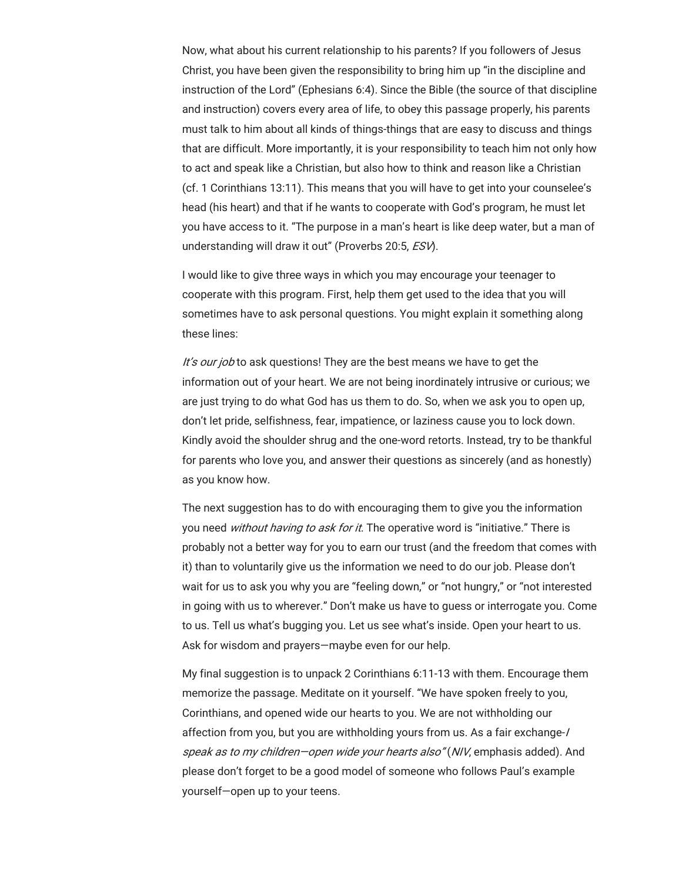Now, what about his current relationship to his parents? If you followers of Jesus Christ, you have been given the responsibility to bring him up “in the discipline and instruction of the Lord” (Ephesians 6:4). Since the Bible (the source of that discipline and instruction) covers every area of life, to obey this passage properly, his parents must talk to him about all kinds of things-things that are easy to discuss and things that are difficult. More importantly, it is your responsibility to teach him not only how to act and speak like a Christian, but also how to think and reason like a Christian (cf. 1 Corinthians 13:11). This means that you will have to get into your counselee’s head (his heart) and that if he wants to cooperate with God’s program, he must let you have access to it. “The purpose in a man’s heart is like deep water, but a man of understanding will draw it out” (Proverbs 20:5, *ESV*).

I would like to give three ways in which you may encourage your teenager to cooperate with this program. First, help them get used to the idea that you will sometimes have to ask personal questions. You might explain it something along these lines:

*It’s our job* to ask questions! They are the best means we have to get the information out of your heart. We are not being inordinately intrusive or curious; we are just trying to do what God has us them to do. So, when we ask you to open up, don’t let pride, selfishness, fear, impatience, or laziness cause you to lock down. Kindly avoid the shoulder shrug and the one-word retorts. Instead, try to be thankful for parents who love you, and answer their questions as sincerely (and as honestly) as you know how.

The next suggestion has to do with encouraging them to give you the information you need *without having to ask for it*. The operative word is “initiative.” There is probably not a better way for you to earn our trust (and the freedom that comes with it) than to voluntarily give us the information we need to do our job. Please don’t wait for us to ask you why you are “feeling down,” or “not hungry,” or “not interested in going with us to wherever.” Don’t make us have to guess or interrogate you. Come to us. Tell us what’s bugging you. Let us see what’s inside. Open your heart to us. Ask for wisdom and prayers—maybe even for our help.

My final suggestion is to unpack 2 Corinthians 6:11-13 with them. Encourage them memorize the passage. Meditate on it yourself. “We have spoken freely to you, Corinthians, and opened wide our hearts to you. We are not withholding our affection from you, but you are withholding yours from us. As a fair exchange-*I speak as to my children—open wide your hearts also”* (*NIV*, emphasis added). And please don’t forget to be a good model of someone who follows Paul’s example yourself—open up to your teens.